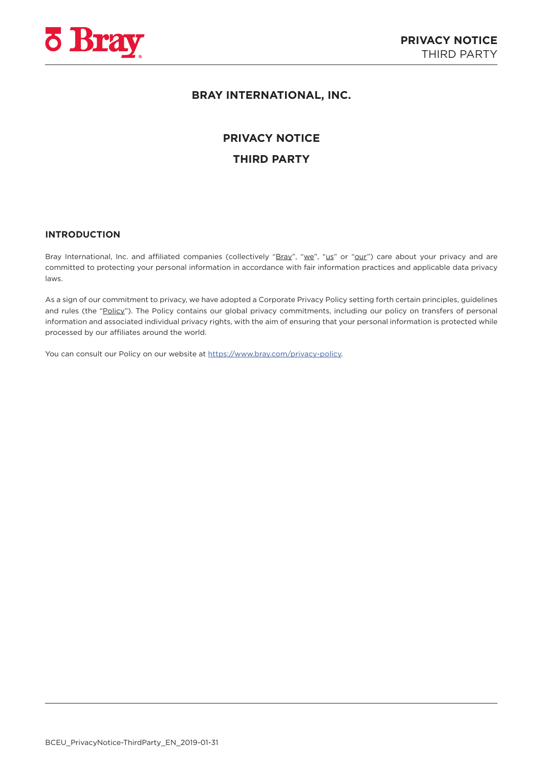# BRAY INTERNATIONAL, INC.

## PRIVACY NOTICE

## THIRD PARTY

### INTRODUCTION

Bray International, Inc. and affiliated companies (collectively "Bray", "we", "us" or "our") care about your privacy and are committed to protecting your personal information in accordance with fair information practices and applicable data privacy laws.

As a sign of our commitment to privacy, we have adopted a Corporate Privacy Policy setting forth certain principles, guidelines and rules (the "Policy"). The Policy contains our global privacy commitments, including our policy on transfers of personal information and associated individual privacy rights, with the aim of ensuring that your personal information is protected while processed by our affiliates around the world.

You can consult our Policy on our website at https://www.bray.com/privacy-policy.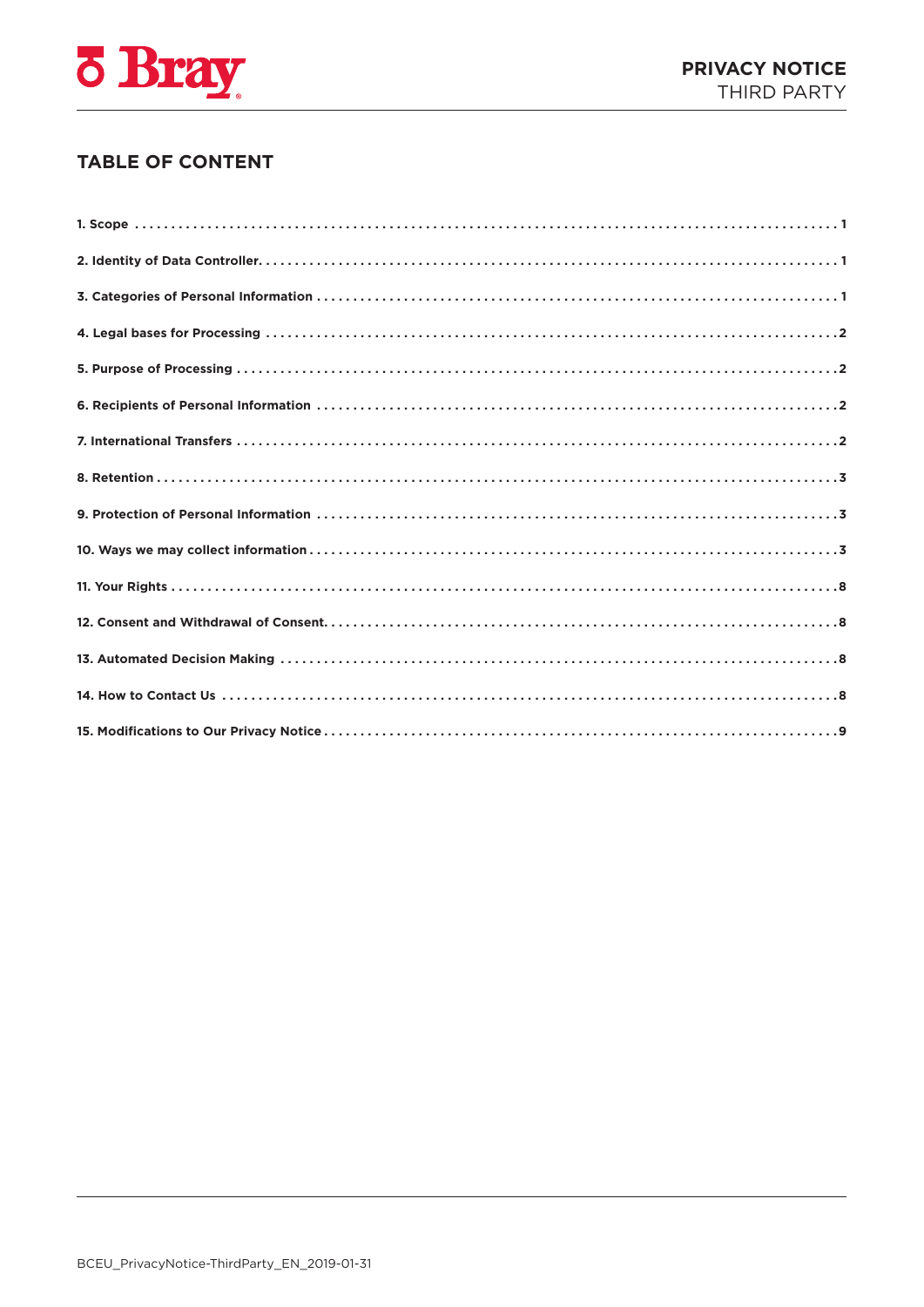## TABLE OF CONTENT

1. Scope ........ 1
2. Identity of Data Controller ........ 1
3. Categories of Personal Information ........ 1
4. Legal bases for Processing ........ 2
5. Purpose of Processing ........ 2
6. Recipients of Personal Information ........ 2
7. International Transfers ........ 2
8. Retention ........ 3
9. Protection of Personal Information ........ 3
10. Ways we may collect information ........ 3
11. Your Rights ........ 8
12. Consent and Withdrawal of Consent ........ 8
13. Automated Decision Making ........ 8
14. How to Contact Us ........ 8
15. Modifications to Our Privacy Notice ........ 9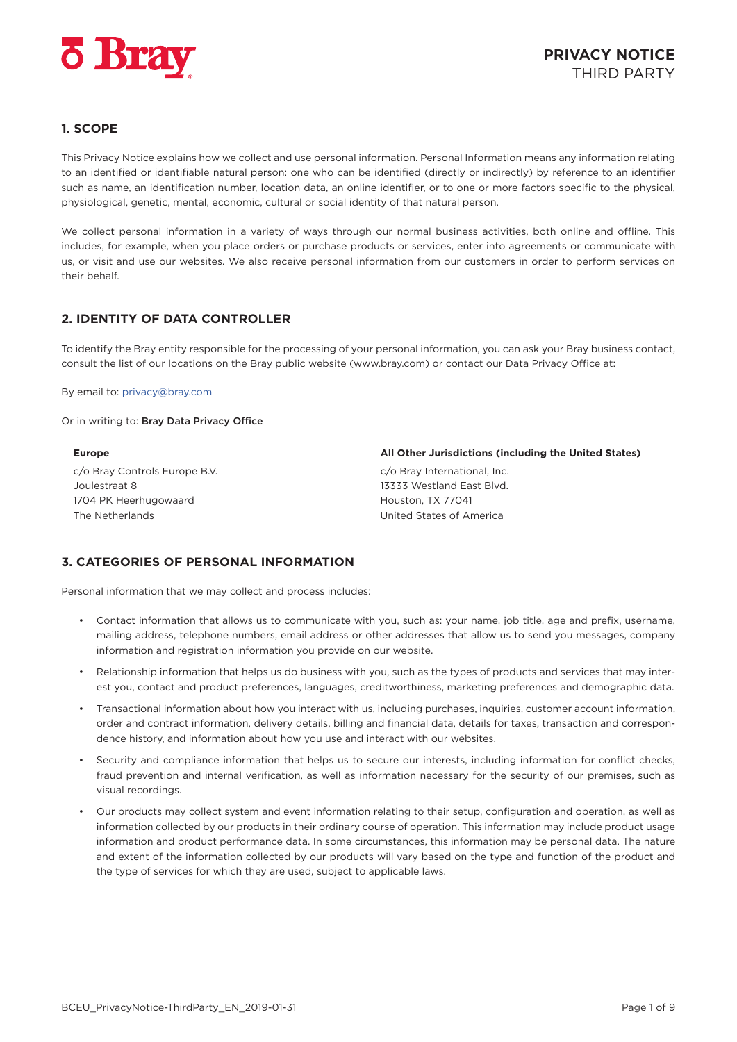## 1. SCOPE

This Privacy Notice explains how we collect and use personal information. Personal Information means any information relating to an identified or identifiable natural person: one who can be identified (directly or indirectly) by reference to an identifier such as name, an identification number, location data, an online identifier, or to one or more factors specific to the physical, physiological, genetic, mental, economic, cultural or social identity of that natural person.

We collect personal information in a variety of ways through our normal business activities, both online and offline. This includes, for example, when you place orders or purchase products or services, enter into agreements or communicate with us, or visit and use our websites. We also receive personal information from our customers in order to perform services on their behalf.

## 2. IDENTITY OF DATA CONTROLLER

To identify the Bray entity responsible for the processing of your personal information, you can ask your Bray business contact, consult the list of our locations on the Bray public website (www.bray.com) or contact our Data Privacy Office at:

By email to: privacy@bray.com

Or in writing to: Bray Data Privacy Office

**Europe**

c/o Bray Controls Europe B.V.
Joulestraat 8
1704 PK Heerhugowaard
The Netherlands

**All Other Jurisdictions (including the United States)**

c/o Bray International, Inc.
13333 Westland East Blvd.
Houston, TX 77041
United States of America

## 3. CATEGORIES OF PERSONAL INFORMATION

Personal information that we may collect and process includes:

- Contact information that allows us to communicate with you, such as: your name, job title, age and prefix, username, mailing address, telephone numbers, email address or other addresses that allow us to send you messages, company information and registration information you provide on our website.
- Relationship information that helps us do business with you, such as the types of products and services that may interest you, contact and product preferences, languages, creditworthiness, marketing preferences and demographic data.
- Transactional information about how you interact with us, including purchases, inquiries, customer account information, order and contract information, delivery details, billing and financial data, details for taxes, transaction and correspondence history, and information about how you use and interact with our websites.
- Security and compliance information that helps us to secure our interests, including information for conflict checks, fraud prevention and internal verification, as well as information necessary for the security of our premises, such as visual recordings.
- Our products may collect system and event information relating to their setup, configuration and operation, as well as information collected by our products in their ordinary course of operation. This information may include product usage information and product performance data. In some circumstances, this information may be personal data. The nature and extent of the information collected by our products will vary based on the type and function of the product and the type of services for which they are used, subject to applicable laws.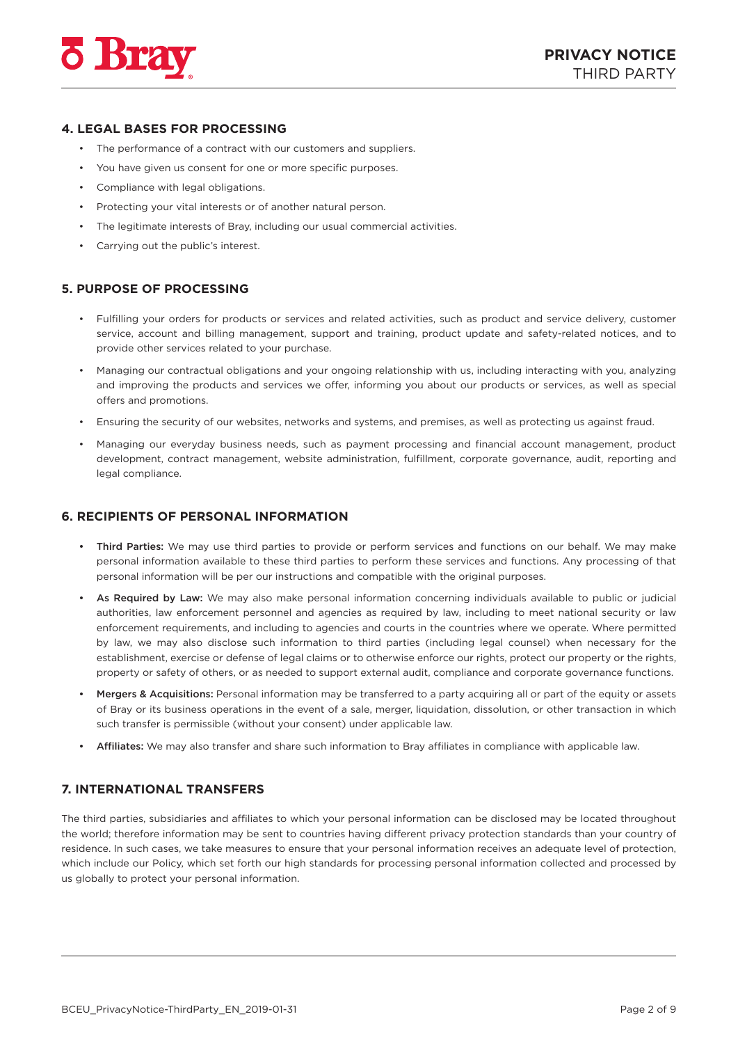## 4. LEGAL BASES FOR PROCESSING

- The performance of a contract with our customers and suppliers.
- You have given us consent for one or more specific purposes.
- Compliance with legal obligations.
- Protecting your vital interests or of another natural person.
- The legitimate interests of Bray, including our usual commercial activities.
- Carrying out the public's interest.

## 5. PURPOSE OF PROCESSING

- Fulfilling your orders for products or services and related activities, such as product and service delivery, customer service, account and billing management, support and training, product update and safety-related notices, and to provide other services related to your purchase.
- Managing our contractual obligations and your ongoing relationship with us, including interacting with you, analyzing and improving the products and services we offer, informing you about our products or services, as well as special offers and promotions.
- Ensuring the security of our websites, networks and systems, and premises, as well as protecting us against fraud.
- Managing our everyday business needs, such as payment processing and financial account management, product development, contract management, website administration, fulfillment, corporate governance, audit, reporting and legal compliance.

## 6. RECIPIENTS OF PERSONAL INFORMATION

- **Third Parties:** We may use third parties to provide or perform services and functions on our behalf. We may make personal information available to these third parties to perform these services and functions. Any processing of that personal information will be per our instructions and compatible with the original purposes.
- **As Required by Law:** We may also make personal information concerning individuals available to public or judicial authorities, law enforcement personnel and agencies as required by law, including to meet national security or law enforcement requirements, and including to agencies and courts in the countries where we operate. Where permitted by law, we may also disclose such information to third parties (including legal counsel) when necessary for the establishment, exercise or defense of legal claims or to otherwise enforce our rights, protect our property or the rights, property or safety of others, or as needed to support external audit, compliance and corporate governance functions.
- **Mergers & Acquisitions:** Personal information may be transferred to a party acquiring all or part of the equity or assets of Bray or its business operations in the event of a sale, merger, liquidation, dissolution, or other transaction in which such transfer is permissible (without your consent) under applicable law.
- **Affiliates:** We may also transfer and share such information to Bray affiliates in compliance with applicable law.

## 7. INTERNATIONAL TRANSFERS

The third parties, subsidiaries and affiliates to which your personal information can be disclosed may be located throughout the world; therefore information may be sent to countries having different privacy protection standards than your country of residence. In such cases, we take measures to ensure that your personal information receives an adequate level of protection, which include our Policy, which set forth our high standards for processing personal information collected and processed by us globally to protect your personal information.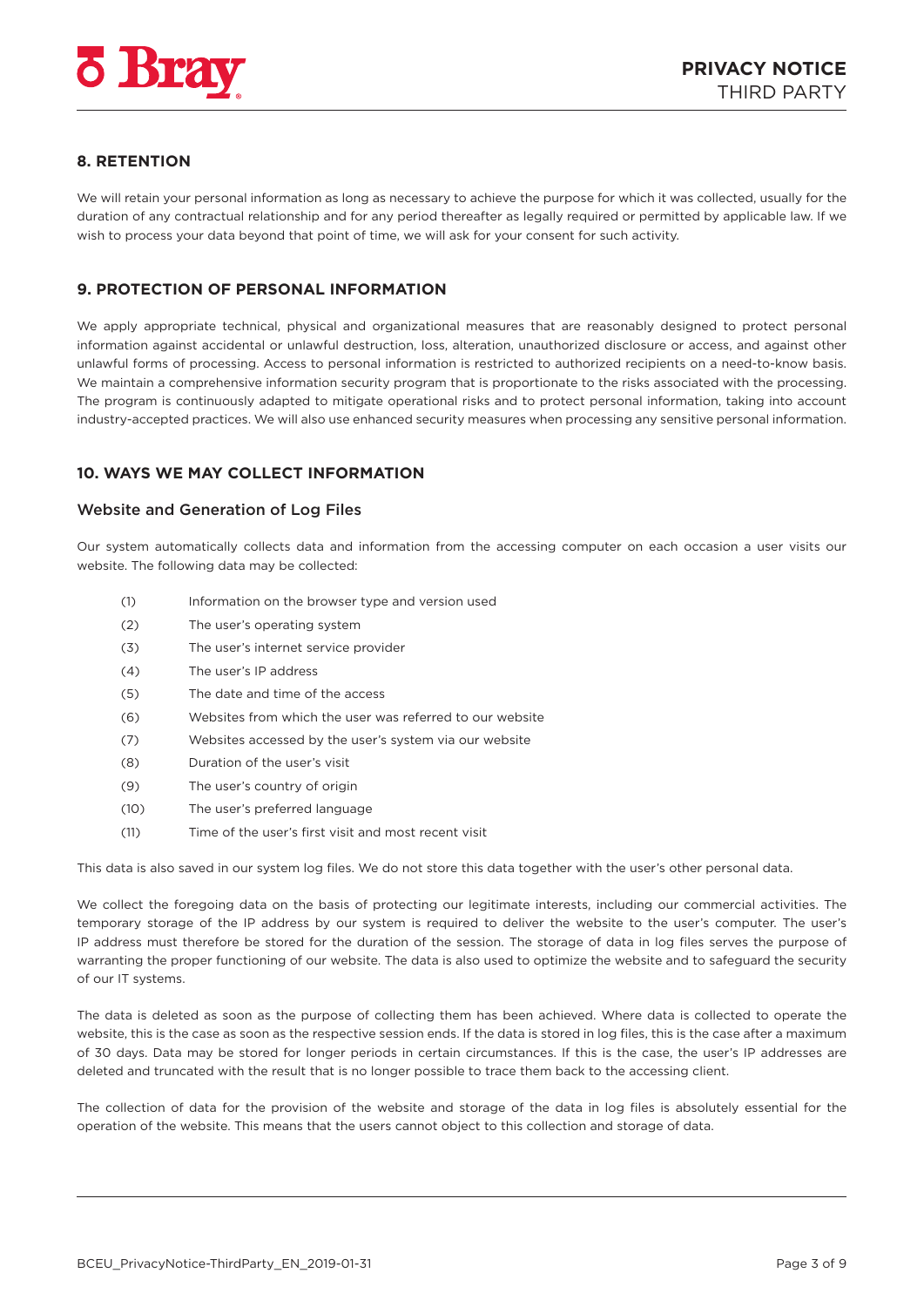## 8. RETENTION

We will retain your personal information as long as necessary to achieve the purpose for which it was collected, usually for the duration of any contractual relationship and for any period thereafter as legally required or permitted by applicable law. If we wish to process your data beyond that point of time, we will ask for your consent for such activity.

## 9. PROTECTION OF PERSONAL INFORMATION

We apply appropriate technical, physical and organizational measures that are reasonably designed to protect personal information against accidental or unlawful destruction, loss, alteration, unauthorized disclosure or access, and against other unlawful forms of processing. Access to personal information is restricted to authorized recipients on a need-to-know basis. We maintain a comprehensive information security program that is proportionate to the risks associated with the processing. The program is continuously adapted to mitigate operational risks and to protect personal information, taking into account industry-accepted practices. We will also use enhanced security measures when processing any sensitive personal information.

## 10. WAYS WE MAY COLLECT INFORMATION

### Website and Generation of Log Files

Our system automatically collects data and information from the accessing computer on each occasion a user visits our website. The following data may be collected:

(1) Information on the browser type and version used
(2) The user's operating system
(3) The user's internet service provider
(4) The user's IP address
(5) The date and time of the access
(6) Websites from which the user was referred to our website
(7) Websites accessed by the user's system via our website
(8) Duration of the user's visit
(9) The user's country of origin
(10) The user's preferred language
(11) Time of the user's first visit and most recent visit

This data is also saved in our system log files. We do not store this data together with the user's other personal data.

We collect the foregoing data on the basis of protecting our legitimate interests, including our commercial activities. The temporary storage of the IP address by our system is required to deliver the website to the user's computer. The user's IP address must therefore be stored for the duration of the session. The storage of data in log files serves the purpose of warranting the proper functioning of our website. The data is also used to optimize the website and to safeguard the security of our IT systems.

The data is deleted as soon as the purpose of collecting them has been achieved. Where data is collected to operate the website, this is the case as soon as the respective session ends. If the data is stored in log files, this is the case after a maximum of 30 days. Data may be stored for longer periods in certain circumstances. If this is the case, the user's IP addresses are deleted and truncated with the result that is no longer possible to trace them back to the accessing client.

The collection of data for the provision of the website and storage of the data in log files is absolutely essential for the operation of the website. This means that the users cannot object to this collection and storage of data.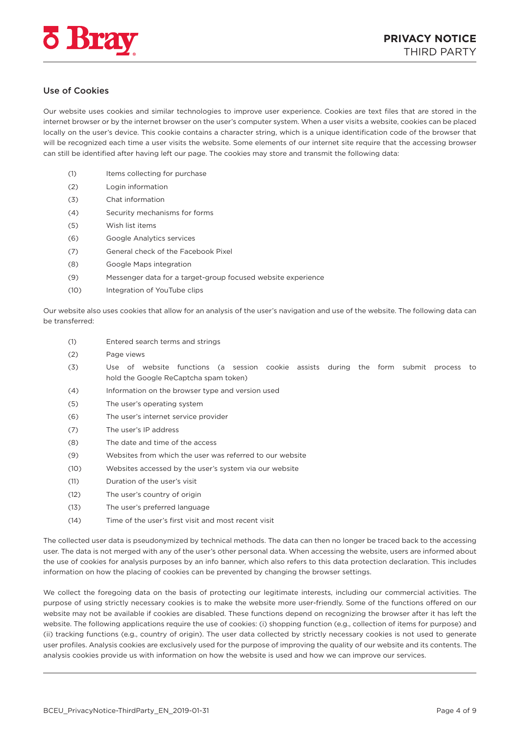## Use of Cookies

Our website uses cookies and similar technologies to improve user experience. Cookies are text files that are stored in the internet browser or by the internet browser on the user's computer system. When a user visits a website, cookies can be placed locally on the user's device. This cookie contains a character string, which is a unique identification code of the browser that will be recognized each time a user visits the website. Some elements of our internet site require that the accessing browser can still be identified after having left our page. The cookies may store and transmit the following data:

(1) Items collecting for purchase
(2) Login information
(3) Chat information
(4) Security mechanisms for forms
(5) Wish list items
(6) Google Analytics services
(7) General check of the Facebook Pixel
(8) Google Maps integration
(9) Messenger data for a target-group focused website experience
(10) Integration of YouTube clips

Our website also uses cookies that allow for an analysis of the user's navigation and use of the website. The following data can be transferred:

(1) Entered search terms and strings
(2) Page views
(3) Use of website functions (a session cookie assists during the form submit process to hold the Google ReCaptcha spam token)
(4) Information on the browser type and version used
(5) The user's operating system
(6) The user's internet service provider
(7) The user's IP address
(8) The date and time of the access
(9) Websites from which the user was referred to our website
(10) Websites accessed by the user's system via our website
(11) Duration of the user's visit
(12) The user's country of origin
(13) The user's preferred language
(14) Time of the user's first visit and most recent visit

The collected user data is pseudonymized by technical methods. The data can then no longer be traced back to the accessing user. The data is not merged with any of the user's other personal data. When accessing the website, users are informed about the use of cookies for analysis purposes by an info banner, which also refers to this data protection declaration. This includes information on how the placing of cookies can be prevented by changing the browser settings.

We collect the foregoing data on the basis of protecting our legitimate interests, including our commercial activities. The purpose of using strictly necessary cookies is to make the website more user-friendly. Some of the functions offered on our website may not be available if cookies are disabled. These functions depend on recognizing the browser after it has left the website. The following applications require the use of cookies: (i) shopping function (e.g., collection of items for purpose) and (ii) tracking functions (e.g., country of origin). The user data collected by strictly necessary cookies is not used to generate user profiles. Analysis cookies are exclusively used for the purpose of improving the quality of our website and its contents. The analysis cookies provide us with information on how the website is used and how we can improve our services.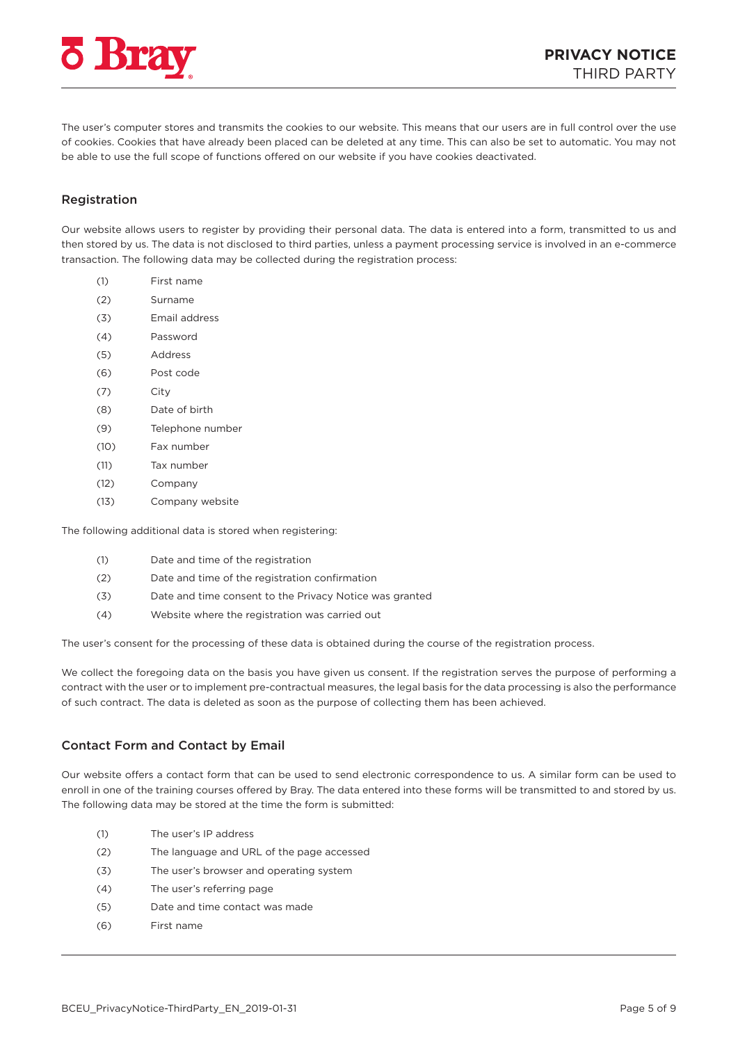The user's computer stores and transmits the cookies to our website. This means that our users are in full control over the use of cookies. Cookies that have already been placed can be deleted at any time. This can also be set to automatic. You may not be able to use the full scope of functions offered on our website if you have cookies deactivated.

## Registration

Our website allows users to register by providing their personal data. The data is entered into a form, transmitted to us and then stored by us. The data is not disclosed to third parties, unless a payment processing service is involved in an e-commerce transaction. The following data may be collected during the registration process:

(1) First name
(2) Surname
(3) Email address
(4) Password
(5) Address
(6) Post code
(7) City
(8) Date of birth
(9) Telephone number
(10) Fax number
(11) Tax number
(12) Company
(13) Company website

The following additional data is stored when registering:

(1) Date and time of the registration
(2) Date and time of the registration confirmation
(3) Date and time consent to the Privacy Notice was granted
(4) Website where the registration was carried out

The user's consent for the processing of these data is obtained during the course of the registration process.

We collect the foregoing data on the basis you have given us consent. If the registration serves the purpose of performing a contract with the user or to implement pre-contractual measures, the legal basis for the data processing is also the performance of such contract. The data is deleted as soon as the purpose of collecting them has been achieved.

## Contact Form and Contact by Email

Our website offers a contact form that can be used to send electronic correspondence to us. A similar form can be used to enroll in one of the training courses offered by Bray. The data entered into these forms will be transmitted to and stored by us. The following data may be stored at the time the form is submitted:

(1) The user's IP address
(2) The language and URL of the page accessed
(3) The user's browser and operating system
(4) The user's referring page
(5) Date and time contact was made
(6) First name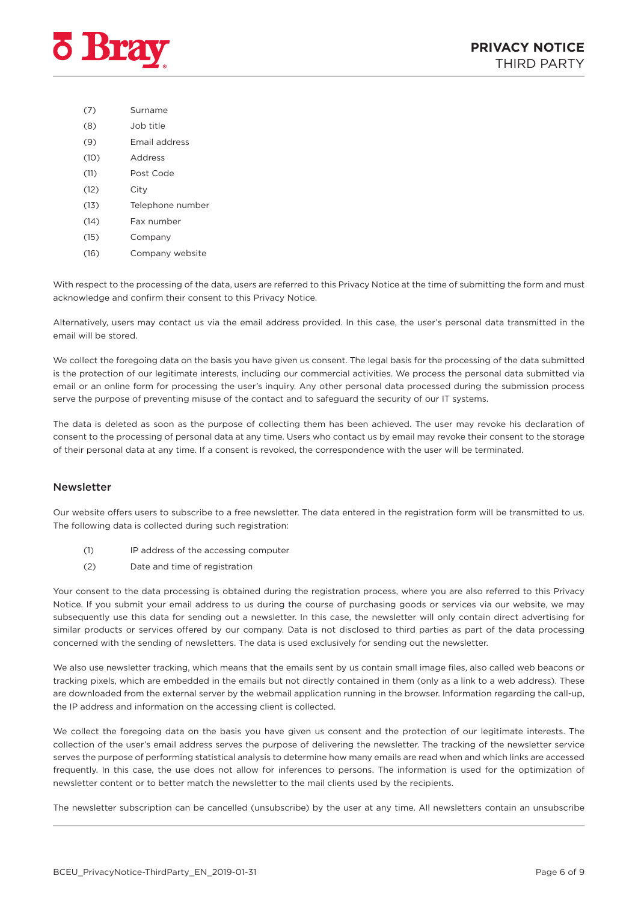(7) Surname
(8) Job title
(9) Email address
(10) Address
(11) Post Code
(12) City
(13) Telephone number
(14) Fax number
(15) Company
(16) Company website

With respect to the processing of the data, users are referred to this Privacy Notice at the time of submitting the form and must acknowledge and confirm their consent to this Privacy Notice.

Alternatively, users may contact us via the email address provided. In this case, the user's personal data transmitted in the email will be stored.

We collect the foregoing data on the basis you have given us consent. The legal basis for the processing of the data submitted is the protection of our legitimate interests, including our commercial activities. We process the personal data submitted via email or an online form for processing the user's inquiry. Any other personal data processed during the submission process serve the purpose of preventing misuse of the contact and to safeguard the security of our IT systems.

The data is deleted as soon as the purpose of collecting them has been achieved. The user may revoke his declaration of consent to the processing of personal data at any time. Users who contact us by email may revoke their consent to the storage of their personal data at any time. If a consent is revoked, the correspondence with the user will be terminated.

## Newsletter

Our website offers users to subscribe to a free newsletter. The data entered in the registration form will be transmitted to us. The following data is collected during such registration:

(1) IP address of the accessing computer
(2) Date and time of registration

Your consent to the data processing is obtained during the registration process, where you are also referred to this Privacy Notice. If you submit your email address to us during the course of purchasing goods or services via our website, we may subsequently use this data for sending out a newsletter. In this case, the newsletter will only contain direct advertising for similar products or services offered by our company. Data is not disclosed to third parties as part of the data processing concerned with the sending of newsletters. The data is used exclusively for sending out the newsletter.

We also use newsletter tracking, which means that the emails sent by us contain small image files, also called web beacons or tracking pixels, which are embedded in the emails but not directly contained in them (only as a link to a web address). These are downloaded from the external server by the webmail application running in the browser. Information regarding the call-up, the IP address and information on the accessing client is collected.

We collect the foregoing data on the basis you have given us consent and the protection of our legitimate interests. The collection of the user's email address serves the purpose of delivering the newsletter. The tracking of the newsletter service serves the purpose of performing statistical analysis to determine how many emails are read when and which links are accessed frequently. In this case, the use does not allow for inferences to persons. The information is used for the optimization of newsletter content or to better match the newsletter to the mail clients used by the recipients.

The newsletter subscription can be cancelled (unsubscribe) by the user at any time. All newsletters contain an unsubscribe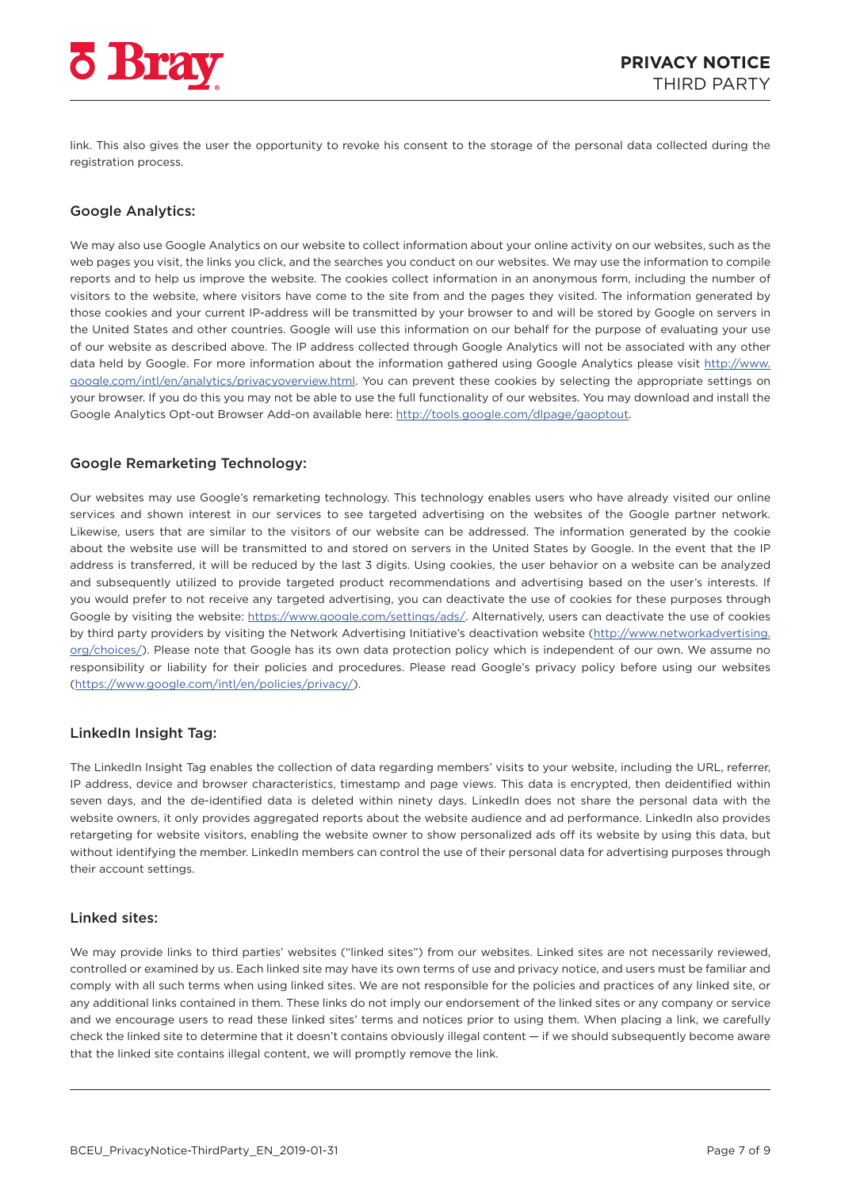link. This also gives the user the opportunity to revoke his consent to the storage of the personal data collected during the registration process.

### Google Analytics:

We may also use Google Analytics on our website to collect information about your online activity on our websites, such as the web pages you visit, the links you click, and the searches you conduct on our websites. We may use the information to compile reports and to help us improve the website. The cookies collect information in an anonymous form, including the number of visitors to the website, where visitors have come to the site from and the pages they visited. The information generated by those cookies and your current IP-address will be transmitted by your browser to and will be stored by Google on servers in the United States and other countries. Google will use this information on our behalf for the purpose of evaluating your use of our website as described above. The IP address collected through Google Analytics will not be associated with any other data held by Google. For more information about the information gathered using Google Analytics please visit http://www.google.com/intl/en/analytics/privacyoverview.html. You can prevent these cookies by selecting the appropriate settings on your browser. If you do this you may not be able to use the full functionality of our websites. You may download and install the Google Analytics Opt-out Browser Add-on available here: http://tools.google.com/dlpage/gaoptout.

### Google Remarketing Technology:

Our websites may use Google's remarketing technology. This technology enables users who have already visited our online services and shown interest in our services to see targeted advertising on the websites of the Google partner network. Likewise, users that are similar to the visitors of our website can be addressed. The information generated by the cookie about the website use will be transmitted to and stored on servers in the United States by Google. In the event that the IP address is transferred, it will be reduced by the last 3 digits. Using cookies, the user behavior on a website can be analyzed and subsequently utilized to provide targeted product recommendations and advertising based on the user's interests. If you would prefer to not receive any targeted advertising, you can deactivate the use of cookies for these purposes through Google by visiting the website: https://www.google.com/settings/ads/. Alternatively, users can deactivate the use of cookies by third party providers by visiting the Network Advertising Initiative's deactivation website (http://www.networkadvertising.org/choices/). Please note that Google has its own data protection policy which is independent of our own. We assume no responsibility or liability for their policies and procedures. Please read Google's privacy policy before using our websites (https://www.google.com/intl/en/policies/privacy/).

### LinkedIn Insight Tag:

The LinkedIn Insight Tag enables the collection of data regarding members' visits to your website, including the URL, referrer, IP address, device and browser characteristics, timestamp and page views. This data is encrypted, then deidentified within seven days, and the de-identified data is deleted within ninety days. LinkedIn does not share the personal data with the website owners, it only provides aggregated reports about the website audience and ad performance. LinkedIn also provides retargeting for website visitors, enabling the website owner to show personalized ads off its website by using this data, but without identifying the member. LinkedIn members can control the use of their personal data for advertising purposes through their account settings.

### Linked sites:

We may provide links to third parties' websites ("linked sites") from our websites. Linked sites are not necessarily reviewed, controlled or examined by us. Each linked site may have its own terms of use and privacy notice, and users must be familiar and comply with all such terms when using linked sites. We are not responsible for the policies and practices of any linked site, or any additional links contained in them. These links do not imply our endorsement of the linked sites or any company or service and we encourage users to read these linked sites' terms and notices prior to using them. When placing a link, we carefully check the linked site to determine that it doesn't contains obviously illegal content — if we should subsequently become aware that the linked site contains illegal content, we will promptly remove the link.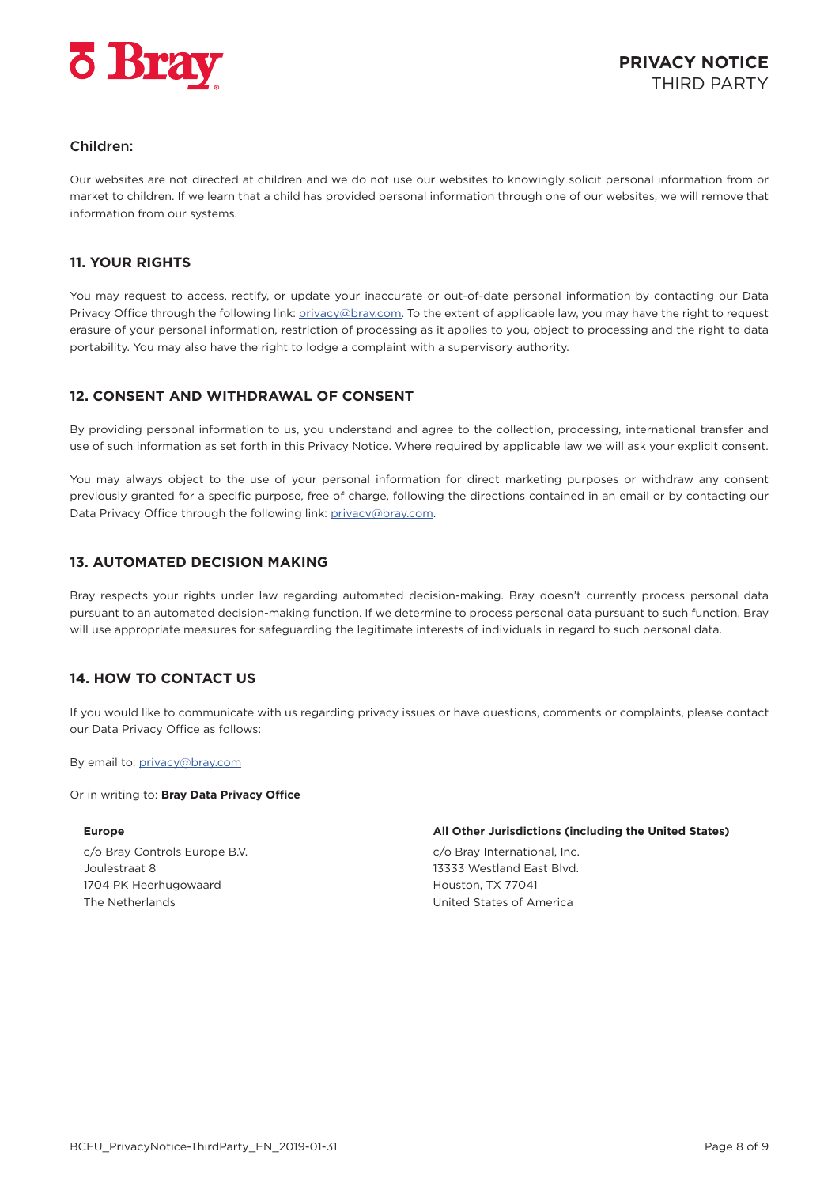### Children:

Our websites are not directed at children and we do not use our websites to knowingly solicit personal information from or market to children. If we learn that a child has provided personal information through one of our websites, we will remove that information from our systems.

## 11. YOUR RIGHTS

You may request to access, rectify, or update your inaccurate or out-of-date personal information by contacting our Data Privacy Office through the following link: privacy@bray.com. To the extent of applicable law, you may have the right to request erasure of your personal information, restriction of processing as it applies to you, object to processing and the right to data portability. You may also have the right to lodge a complaint with a supervisory authority.

## 12. CONSENT AND WITHDRAWAL OF CONSENT

By providing personal information to us, you understand and agree to the collection, processing, international transfer and use of such information as set forth in this Privacy Notice. Where required by applicable law we will ask your explicit consent.

You may always object to the use of your personal information for direct marketing purposes or withdraw any consent previously granted for a specific purpose, free of charge, following the directions contained in an email or by contacting our Data Privacy Office through the following link: privacy@bray.com.

## 13. AUTOMATED DECISION MAKING

Bray respects your rights under law regarding automated decision-making. Bray doesn't currently process personal data pursuant to an automated decision-making function. If we determine to process personal data pursuant to such function, Bray will use appropriate measures for safeguarding the legitimate interests of individuals in regard to such personal data.

## 14. HOW TO CONTACT US

If you would like to communicate with us regarding privacy issues or have questions, comments or complaints, please contact our Data Privacy Office as follows:

By email to: privacy@bray.com

Or in writing to: **Bray Data Privacy Office**

**Europe**

c/o Bray Controls Europe B.V.
Joulestraat 8
1704 PK Heerhugowaard
The Netherlands

**All Other Jurisdictions (including the United States)**

c/o Bray International, Inc.
13333 Westland East Blvd.
Houston, TX 77041
United States of America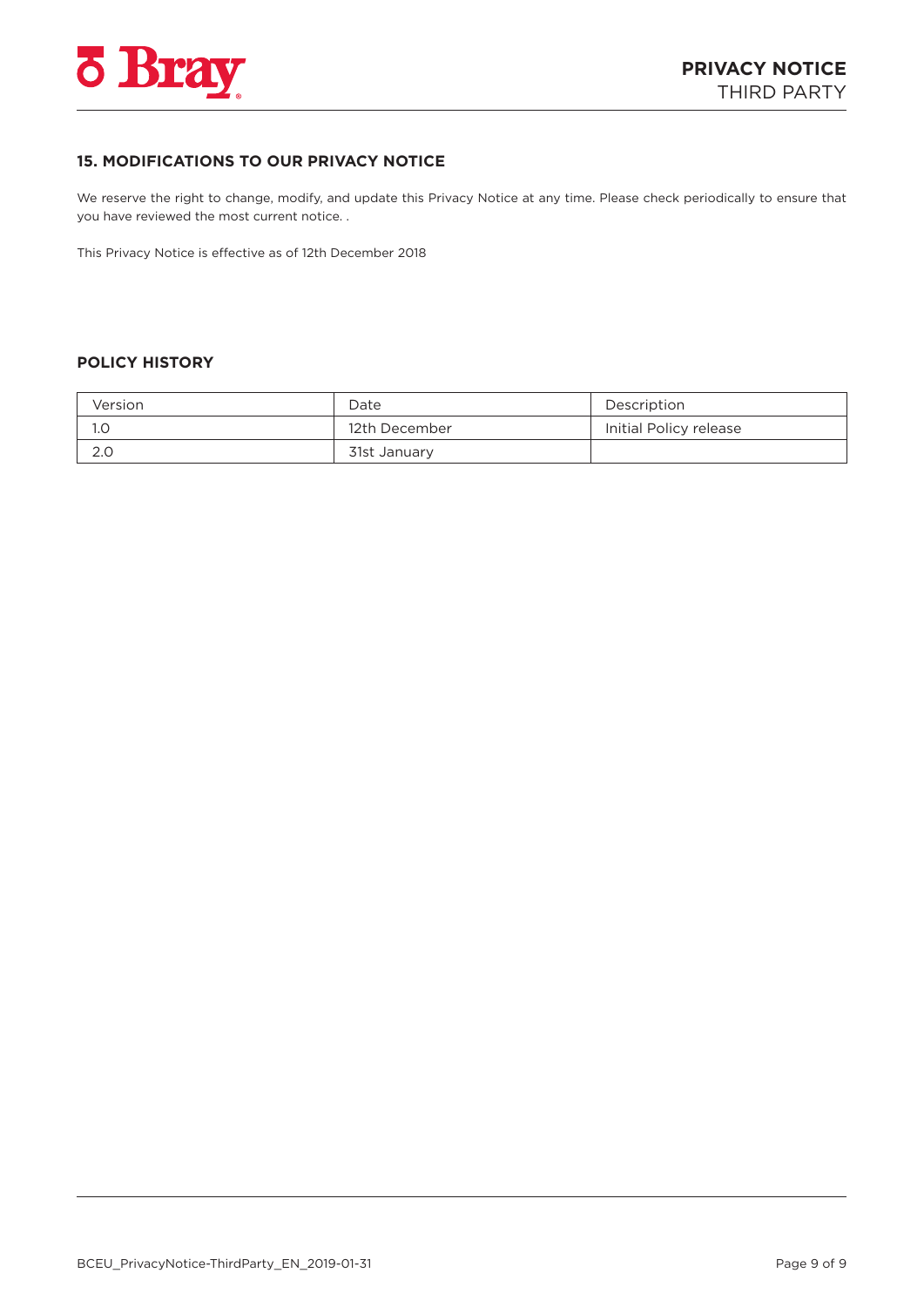## 15. MODIFICATIONS TO OUR PRIVACY NOTICE

We reserve the right to change, modify, and update this Privacy Notice at any time. Please check periodically to ensure that you have reviewed the most current notice. .

This Privacy Notice is effective as of 12th December 2018

## POLICY HISTORY

| Version | Date | Description |
|---|---|---|
| 1.0 | 12th December | Initial Policy release |
| 2.0 | 31st January | |